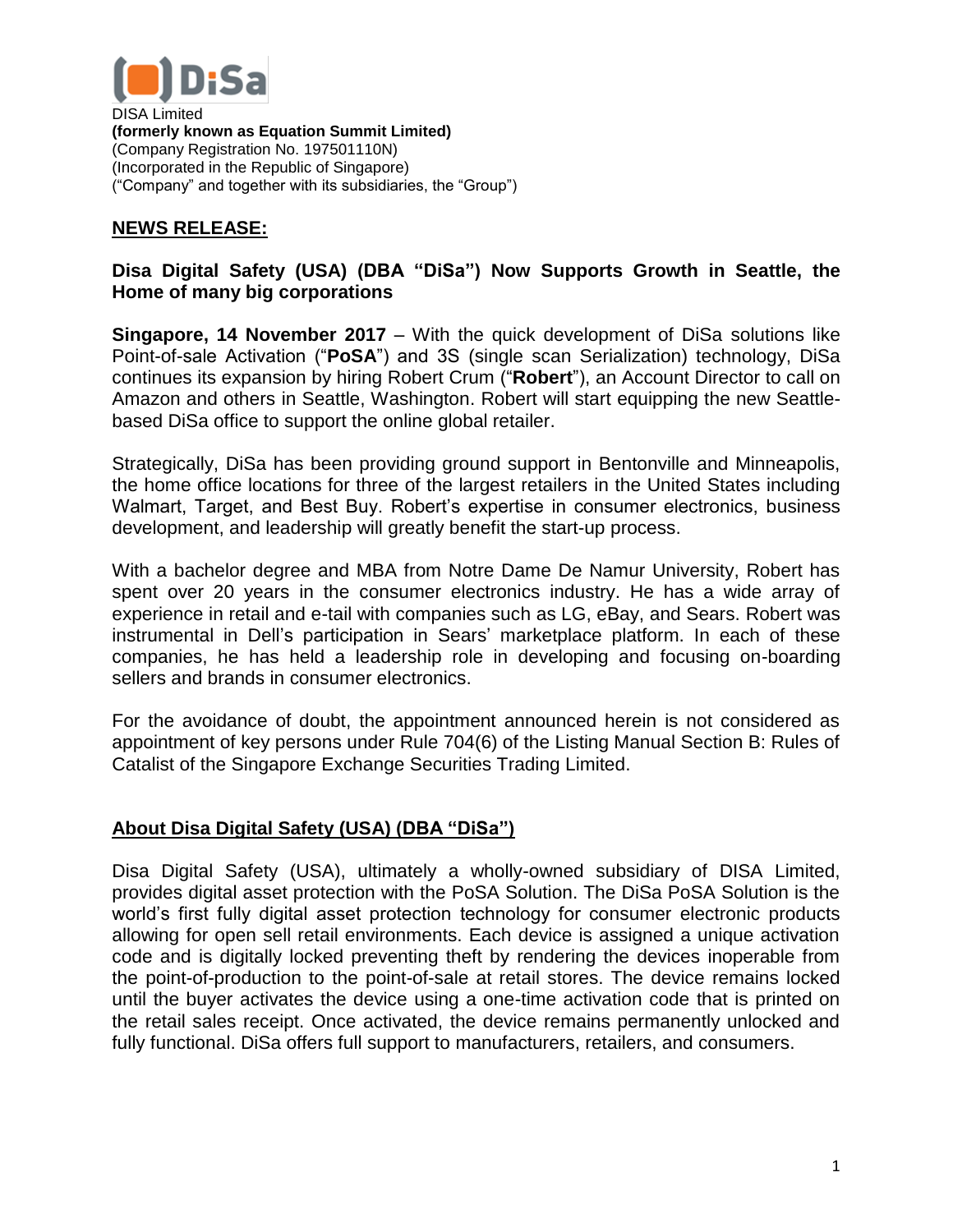DISA Limited
**(formerly known as Equation Summit Limited)**
(Company Registration No. 197501110N)
(Incorporated in the Republic of Singapore)
("Company" and together with its subsidiaries, the "Group")

## NEWS RELEASE:

### Disa Digital Safety (USA) (DBA "DiSa") Now Supports Growth in Seattle, the Home of many big corporations

**Singapore, 14 November 2017** – With the quick development of DiSa solutions like Point-of-sale Activation ("**PoSA**") and 3S (single scan Serialization) technology, DiSa continues its expansion by hiring Robert Crum ("**Robert**"), an Account Director to call on Amazon and others in Seattle, Washington. Robert will start equipping the new Seattle-based DiSa office to support the online global retailer.

Strategically, DiSa has been providing ground support in Bentonville and Minneapolis, the home office locations for three of the largest retailers in the United States including Walmart, Target, and Best Buy. Robert's expertise in consumer electronics, business development, and leadership will greatly benefit the start-up process.

With a bachelor degree and MBA from Notre Dame De Namur University, Robert has spent over 20 years in the consumer electronics industry. He has a wide array of experience in retail and e-tail with companies such as LG, eBay, and Sears. Robert was instrumental in Dell's participation in Sears' marketplace platform. In each of these companies, he has held a leadership role in developing and focusing on-boarding sellers and brands in consumer electronics.

For the avoidance of doubt, the appointment announced herein is not considered as appointment of key persons under Rule 704(6) of the Listing Manual Section B: Rules of Catalist of the Singapore Exchange Securities Trading Limited.

## About Disa Digital Safety (USA) (DBA "DiSa")

Disa Digital Safety (USA), ultimately a wholly-owned subsidiary of DISA Limited, provides digital asset protection with the PoSA Solution. The DiSa PoSA Solution is the world's first fully digital asset protection technology for consumer electronic products allowing for open sell retail environments. Each device is assigned a unique activation code and is digitally locked preventing theft by rendering the devices inoperable from the point-of-production to the point-of-sale at retail stores. The device remains locked until the buyer activates the device using a one-time activation code that is printed on the retail sales receipt. Once activated, the device remains permanently unlocked and fully functional. DiSa offers full support to manufacturers, retailers, and consumers.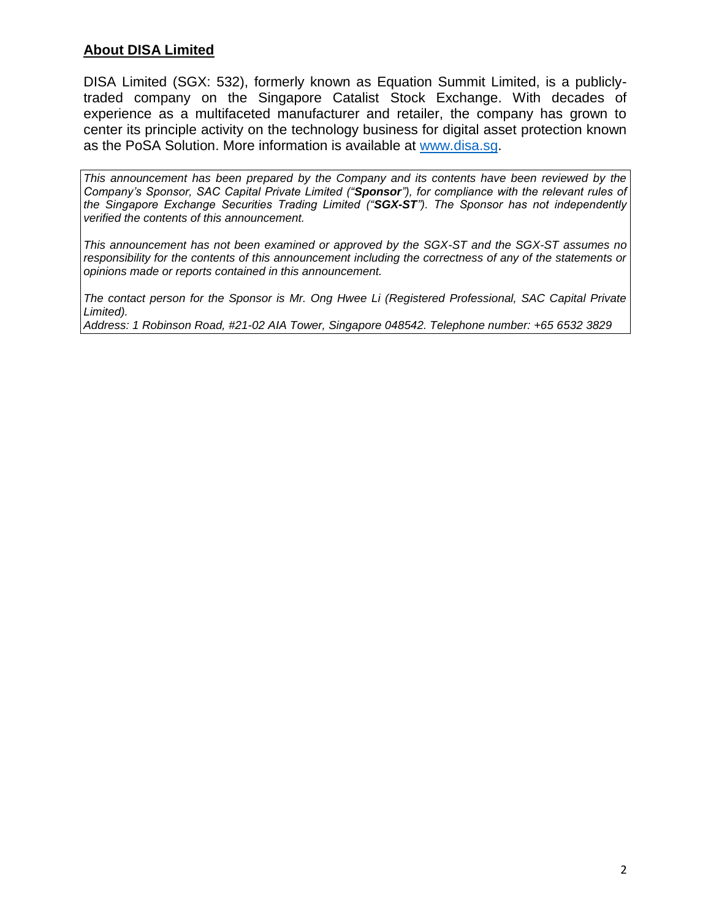## About DISA Limited

DISA Limited (SGX: 532), formerly known as Equation Summit Limited, is a publicly-traded company on the Singapore Catalist Stock Exchange. With decades of experience as a multifaceted manufacturer and retailer, the company has grown to center its principle activity on the technology business for digital asset protection known as the PoSA Solution. More information is available at [www.disa.sg](http://www.disa.sg).

*This announcement has been prepared by the Company and its contents have been reviewed by the Company's Sponsor, SAC Capital Private Limited ("**Sponsor**"), for compliance with the relevant rules of the Singapore Exchange Securities Trading Limited ("**SGX-ST**"). The Sponsor has not independently verified the contents of this announcement.*

*This announcement has not been examined or approved by the SGX-ST and the SGX-ST assumes no responsibility for the contents of this announcement including the correctness of any of the statements or opinions made or reports contained in this announcement.*

*The contact person for the Sponsor is Mr. Ong Hwee Li (Registered Professional, SAC Capital Private Limited).*
*Address: 1 Robinson Road, #21-02 AIA Tower, Singapore 048542. Telephone number: +65 6532 3829*